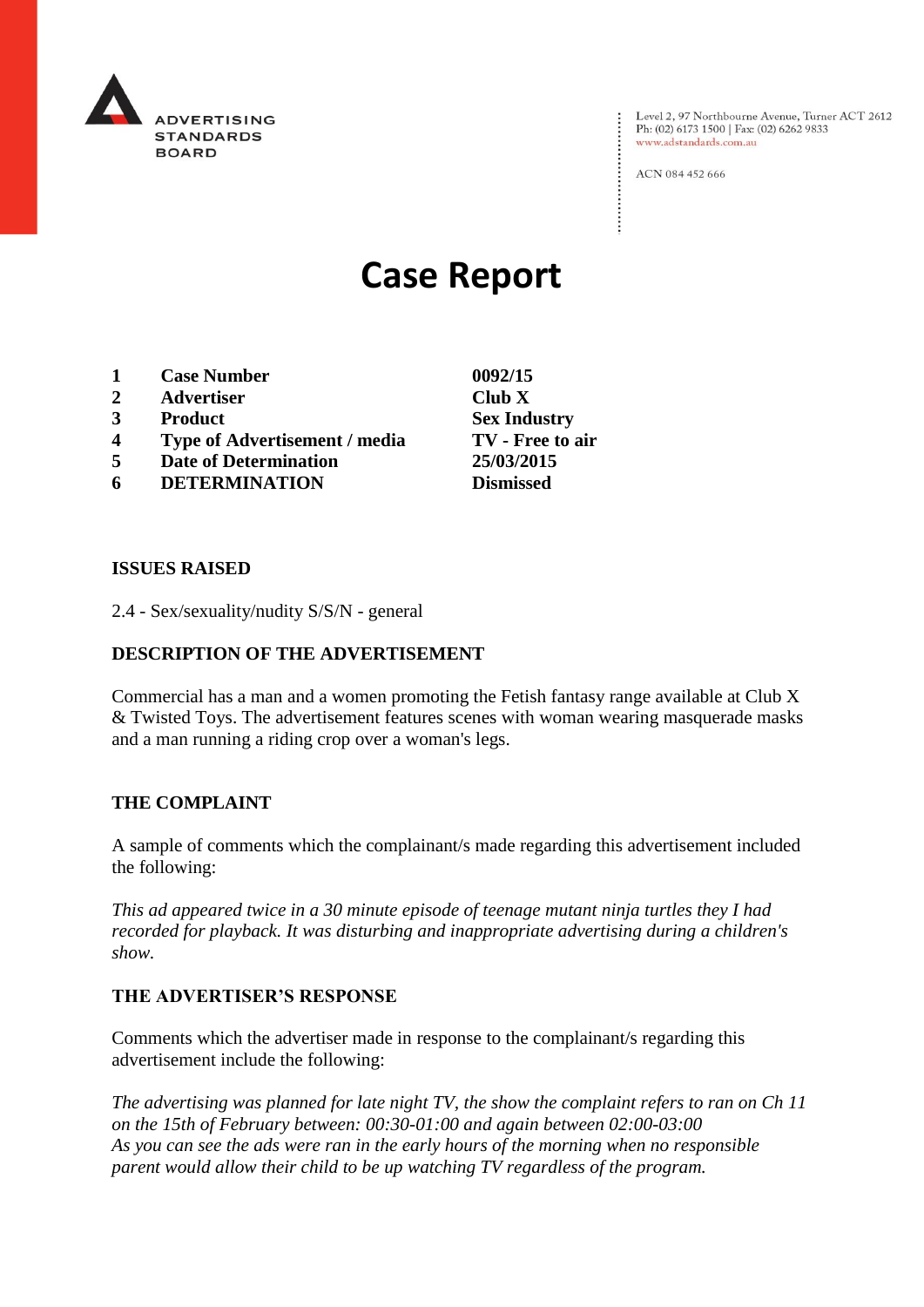ADVERTISING STANDARDS BOARD

Level 2, 97 Northbourne Avenue, Turner ACT 2612
Ph: (02) 6173 1500 | Fax: (02) 6262 9833
www.adstandards.com.au

ACN 084 452 666

# Case Report

| | | |
|---|---|---|
| 1 | **Case Number** | **0092/15** |
| 2 | **Advertiser** | **Club X** |
| 3 | **Product** | **Sex Industry** |
| 4 | **Type of Advertisement / media** | **TV - Free to air** |
| 5 | **Date of Determination** | **25/03/2015** |
| 6 | **DETERMINATION** | **Dismissed** |

## ISSUES RAISED

2.4 - Sex/sexuality/nudity S/S/N - general

## DESCRIPTION OF THE ADVERTISEMENT

Commercial has a man and a women promoting the Fetish fantasy range available at Club X & Twisted Toys. The advertisement features scenes with woman wearing masquerade masks and a man running a riding crop over a woman's legs.

## THE COMPLAINT

A sample of comments which the complainant/s made regarding this advertisement included the following:

*This ad appeared twice in a 30 minute episode of teenage mutant ninja turtles they I had recorded for playback. It was disturbing and inappropriate advertising during a children's show.*

## THE ADVERTISER'S RESPONSE

Comments which the advertiser made in response to the complainant/s regarding this advertisement include the following:

*The advertising was planned for late night TV, the show the complaint refers to ran on Ch 11 on the 15th of February between: 00:30-01:00 and again between 02:00-03:00*
*As you can see the ads were ran in the early hours of the morning when no responsible parent would allow their child to be up watching TV regardless of the program.*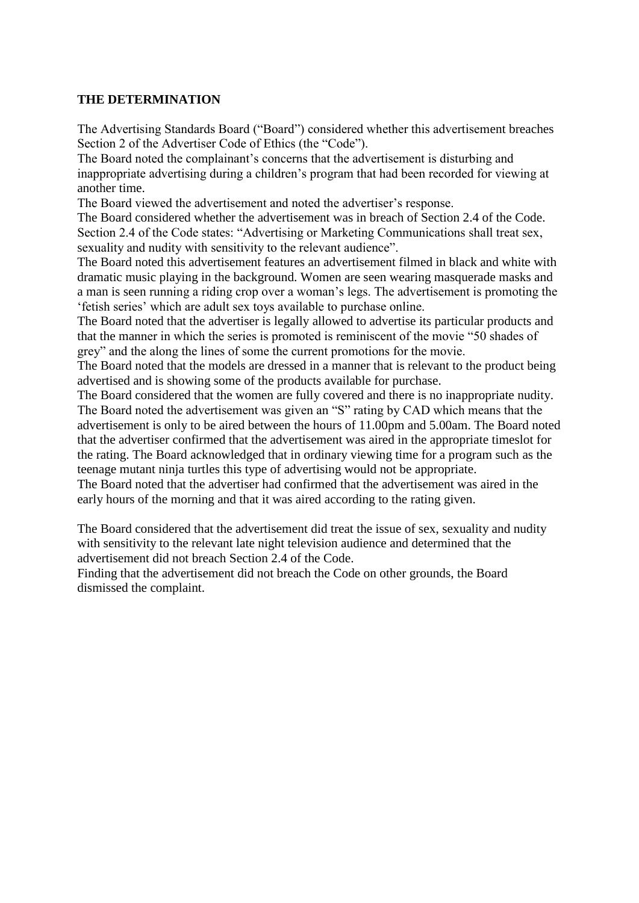**THE DETERMINATION**

The Advertising Standards Board ("Board") considered whether this advertisement breaches Section 2 of the Advertiser Code of Ethics (the "Code").

The Board noted the complainant's concerns that the advertisement is disturbing and inappropriate advertising during a children's program that had been recorded for viewing at another time.

The Board viewed the advertisement and noted the advertiser's response.

The Board considered whether the advertisement was in breach of Section 2.4 of the Code. Section 2.4 of the Code states: "Advertising or Marketing Communications shall treat sex, sexuality and nudity with sensitivity to the relevant audience".

The Board noted this advertisement features an advertisement filmed in black and white with dramatic music playing in the background. Women are seen wearing masquerade masks and a man is seen running a riding crop over a woman's legs. The advertisement is promoting the 'fetish series' which are adult sex toys available to purchase online.

The Board noted that the advertiser is legally allowed to advertise its particular products and that the manner in which the series is promoted is reminiscent of the movie "50 shades of grey" and the along the lines of some the current promotions for the movie.

The Board noted that the models are dressed in a manner that is relevant to the product being advertised and is showing some of the products available for purchase.

The Board considered that the women are fully covered and there is no inappropriate nudity. The Board noted the advertisement was given an "S" rating by CAD which means that the advertisement is only to be aired between the hours of 11.00pm and 5.00am. The Board noted that the advertiser confirmed that the advertisement was aired in the appropriate timeslot for the rating. The Board acknowledged that in ordinary viewing time for a program such as the teenage mutant ninja turtles this type of advertising would not be appropriate.

The Board noted that the advertiser had confirmed that the advertisement was aired in the early hours of the morning and that it was aired according to the rating given.

The Board considered that the advertisement did treat the issue of sex, sexuality and nudity with sensitivity to the relevant late night television audience and determined that the advertisement did not breach Section 2.4 of the Code.

Finding that the advertisement did not breach the Code on other grounds, the Board dismissed the complaint.